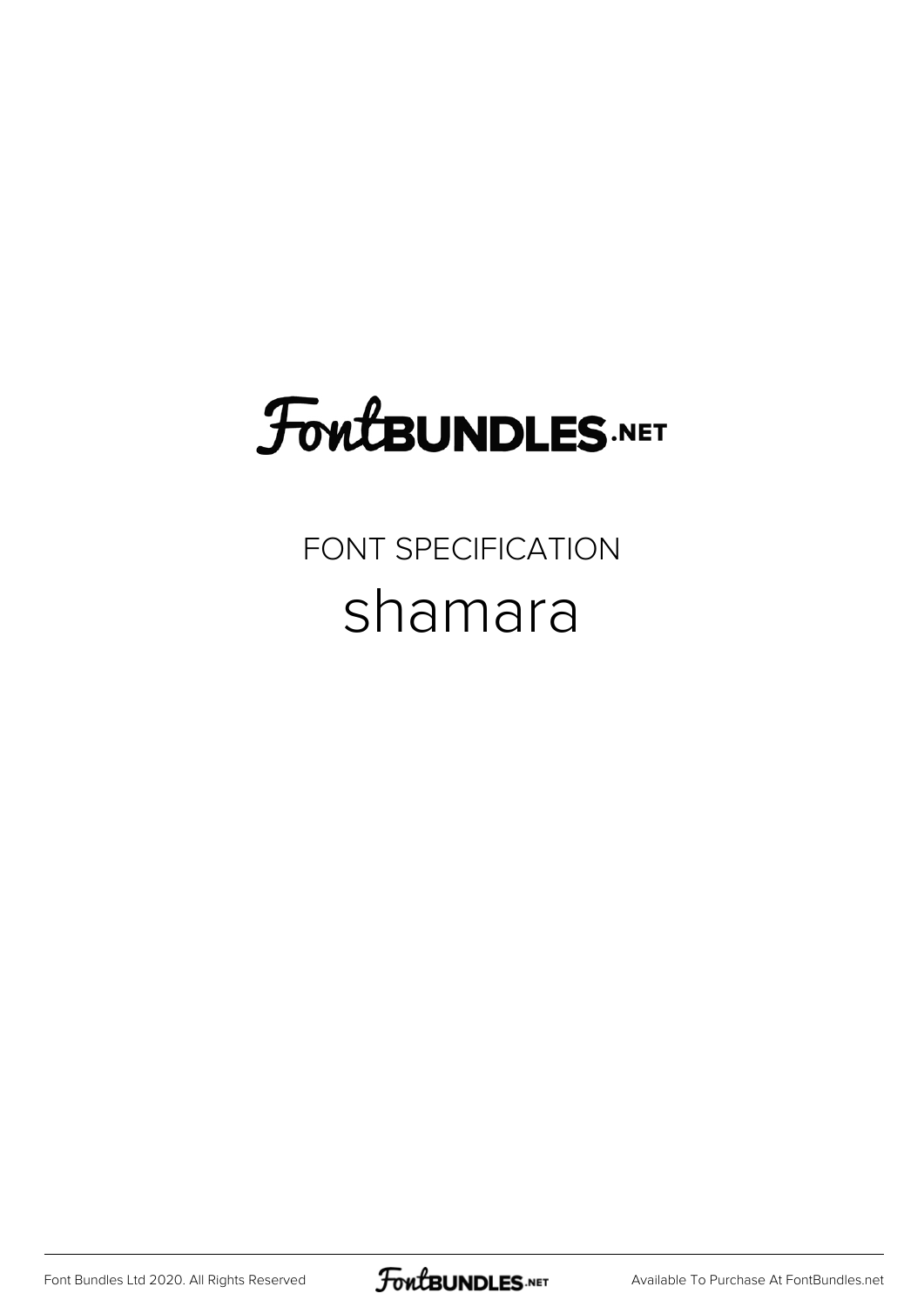# FontBUNDLES.NET

FONT SPECIFICATION

## shamara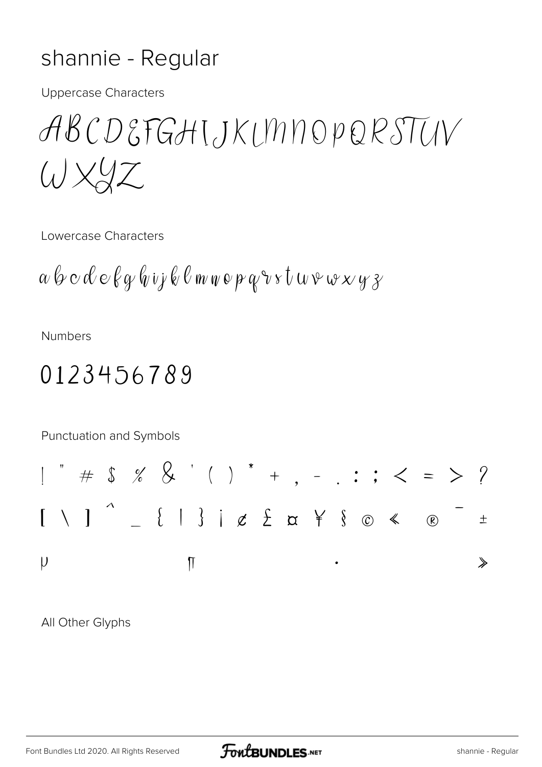# shannie - Regular

Uppercase Characters

ABCDEFGHIJKLMNOPQRSTUV
WXYZ

Lowercase Characters

a b c d e f g h i j k l m n o p q r s t u v w x y z

Numbers

0123456789

Punctuation and Symbols

! " # $ % & ' ( ) * + , - . : ; < = > ?
[ \ ] ^ _ { | } ¡ ¢ £ ¤ ¥ § © « ® ¯ ±
µ ¶ · »

All Other Glyphs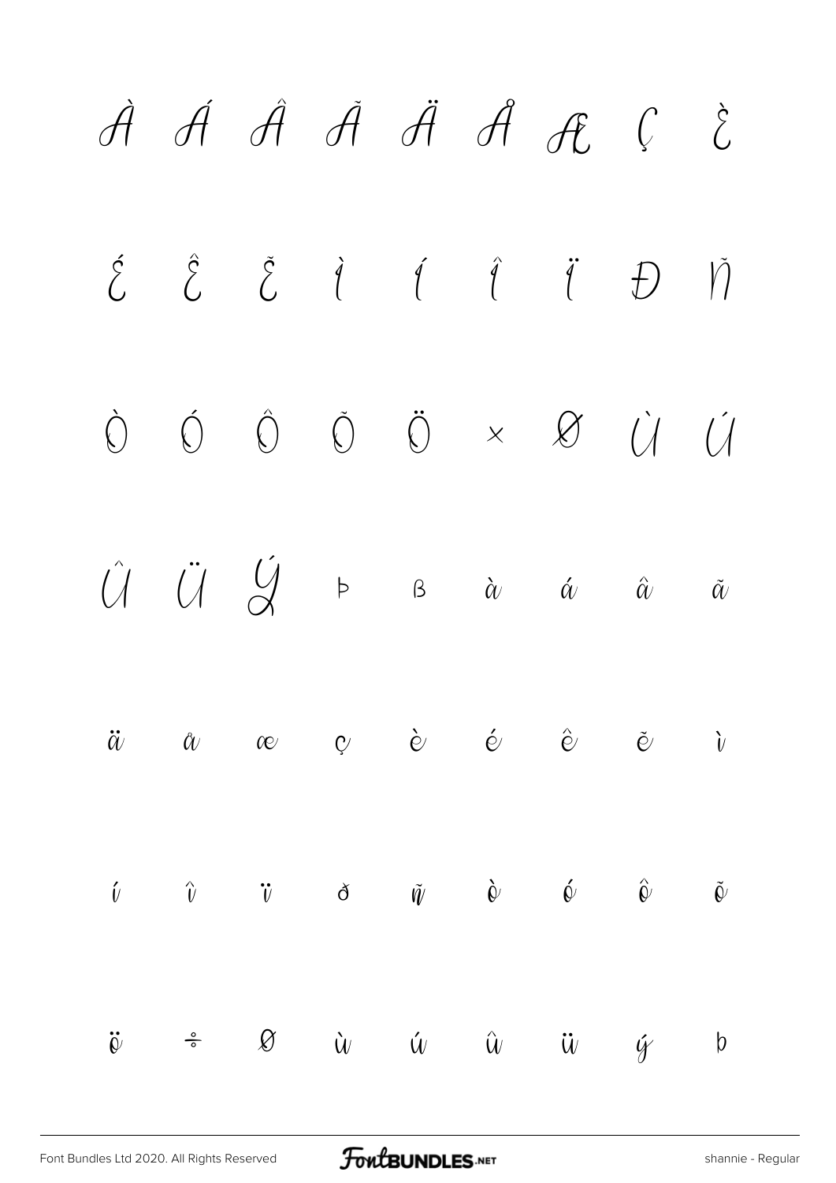À Á Â Ã Ä Å Æ Ç È

É Ê Ë Ì Í Î Ï Ð Ñ

Ò Ó Ô Õ Ö × Ø Ù Ú

Û Ü Ý Þ ß à á â ã

ä å æ ç è é ê ë ì

í î ï ð ñ ò ó ô õ

ö ÷ ø ù ú û ü ý þ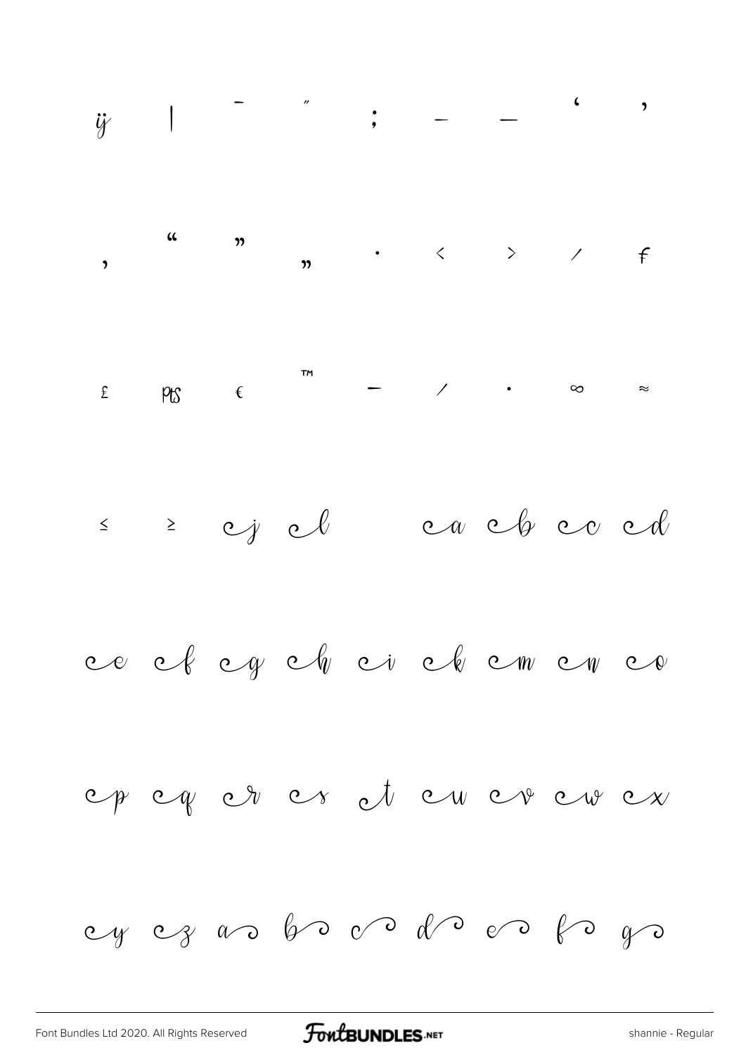ĳ | ¯ ″ ; – — ‘ ’

‚ “ ” „ · ‹ › ⁄ ƒ

£ ₧ € ™ − ∕ ∙ ∞ ≈

≤ ≥ cj cl ca cb cc cd

ce cf cg ch ci ck cm cn co

cp cq cr cs ct cu cv cw cx

cy cz a b c d e f g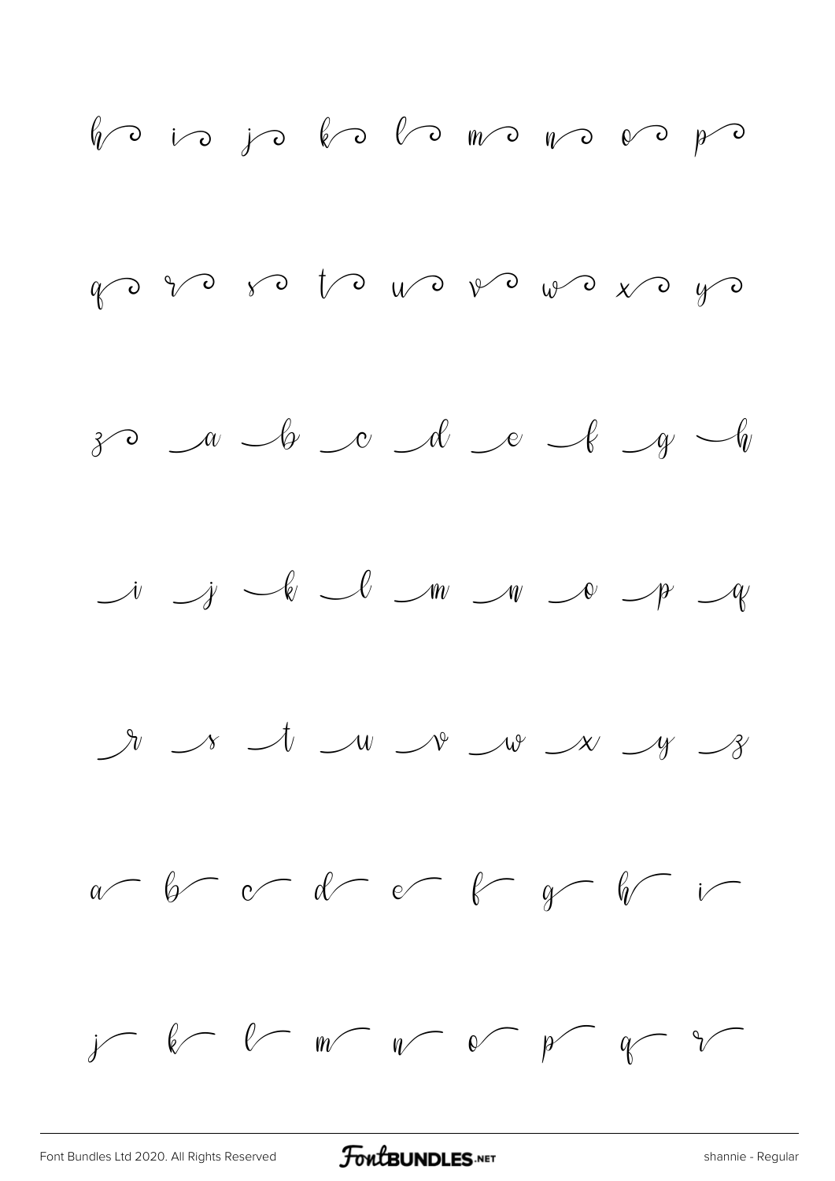h i j k l m n o p

q r s t u v w x y

z a b c d e f g h

i j k l m n o p q

r s t u v w x y z

a b c d e f g h i

j k l m n o p q r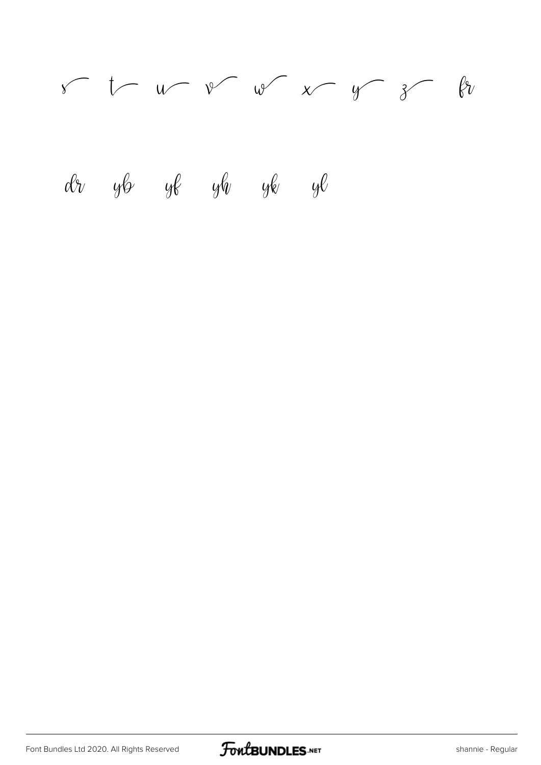s t u v w x y z fr

dr yb yf yh yk yl